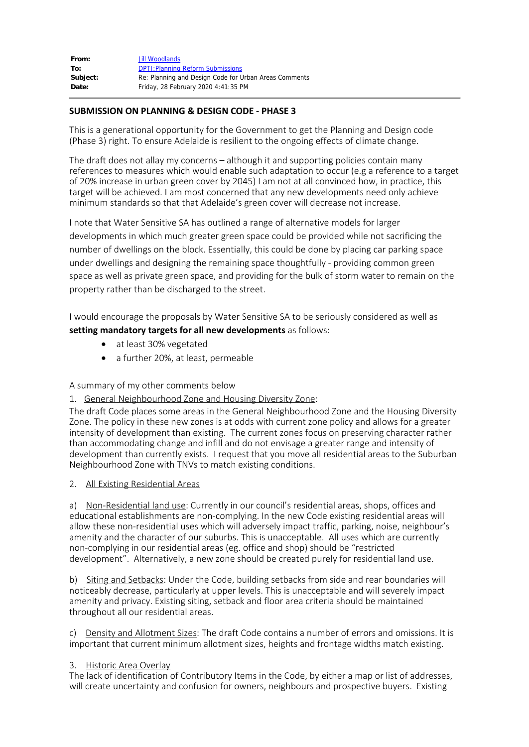| | |
|---|---|
| **From:** | Jill Woodlands |
| **To:** | DPTI:Planning Reform Submissions |
| **Subject:** | Re: Planning and Design Code for Urban Areas Comments |
| **Date:** | Friday, 28 February 2020 4:41:35 PM |

**SUBMISSION ON PLANNING & DESIGN CODE - PHASE 3**

This is a generational opportunity for the Government to get the Planning and Design code (Phase 3) right. To ensure Adelaide is resilient to the ongoing effects of climate change.

The draft does not allay my concerns – although it and supporting policies contain many references to measures which would enable such adaptation to occur (e.g a reference to a target of 20% increase in urban green cover by 2045) I am not at all convinced how, in practice, this target will be achieved. I am most concerned that any new developments need only achieve minimum standards so that that Adelaide's green cover will decrease not increase.

I note that Water Sensitive SA has outlined a range of alternative models for larger developments in which much greater green space could be provided while not sacrificing the number of dwellings on the block. Essentially, this could be done by placing car parking space under dwellings and designing the remaining space thoughtfully - providing common green space as well as private green space, and providing for the bulk of storm water to remain on the property rather than be discharged to the street.

I would encourage the proposals by Water Sensitive SA to be seriously considered as well as **setting mandatory targets for all new developments** as follows:

- at least 30% vegetated
- a further 20%, at least, permeable

A summary of my other comments below

1. General Neighbourhood Zone and Housing Diversity Zone:

The draft Code places some areas in the General Neighbourhood Zone and the Housing Diversity Zone. The policy in these new zones is at odds with current zone policy and allows for a greater intensity of development than existing. The current zones focus on preserving character rather than accommodating change and infill and do not envisage a greater range and intensity of development than currently exists. I request that you move all residential areas to the Suburban Neighbourhood Zone with TNVs to match existing conditions.

2. All Existing Residential Areas

a) Non-Residential land use: Currently in our council's residential areas, shops, offices and educational establishments are non-complying. In the new Code existing residential areas will allow these non-residential uses which will adversely impact traffic, parking, noise, neighbour's amenity and the character of our suburbs. This is unacceptable. All uses which are currently non-complying in our residential areas (eg. office and shop) should be "restricted development". Alternatively, a new zone should be created purely for residential land use.

b) Siting and Setbacks: Under the Code, building setbacks from side and rear boundaries will noticeably decrease, particularly at upper levels. This is unacceptable and will severely impact amenity and privacy. Existing siting, setback and floor area criteria should be maintained throughout all our residential areas.

c) Density and Allotment Sizes: The draft Code contains a number of errors and omissions. It is important that current minimum allotment sizes, heights and frontage widths match existing.

3. Historic Area Overlay

The lack of identification of Contributory Items in the Code, by either a map or list of addresses, will create uncertainty and confusion for owners, neighbours and prospective buyers. Existing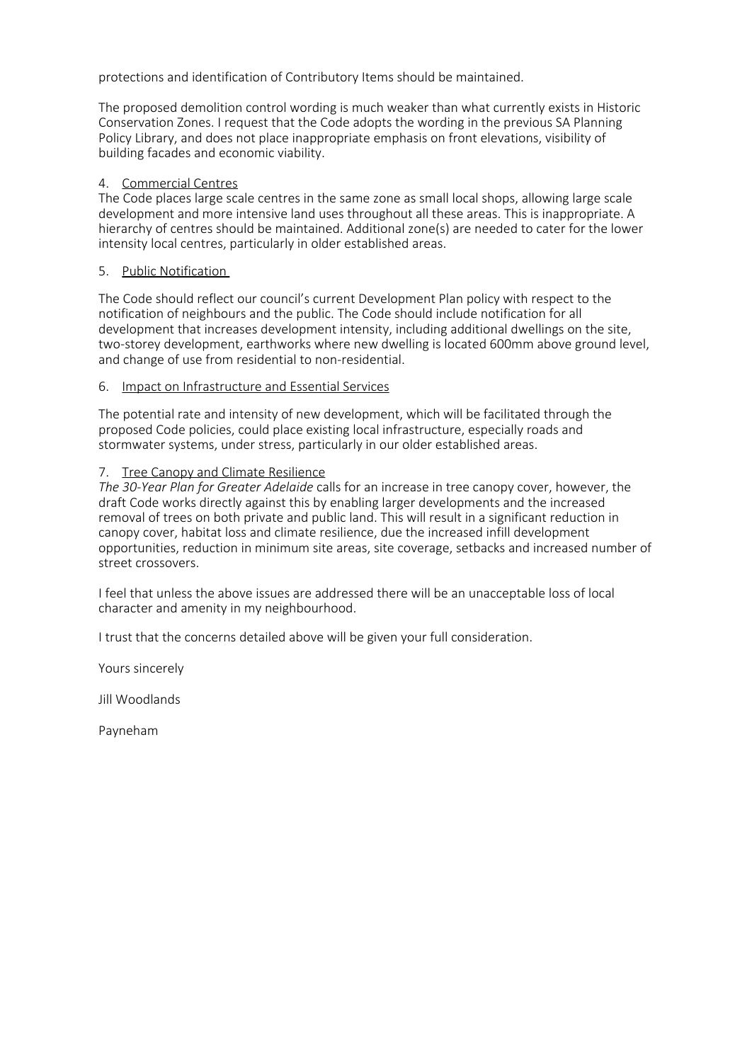protections and identification of Contributory Items should be maintained.

The proposed demolition control wording is much weaker than what currently exists in Historic Conservation Zones. I request that the Code adopts the wording in the previous SA Planning Policy Library, and does not place inappropriate emphasis on front elevations, visibility of building facades and economic viability.

4. Commercial Centres

The Code places large scale centres in the same zone as small local shops, allowing large scale development and more intensive land uses throughout all these areas. This is inappropriate. A hierarchy of centres should be maintained. Additional zone(s) are needed to cater for the lower intensity local centres, particularly in older established areas.

5. Public Notification

The Code should reflect our council's current Development Plan policy with respect to the notification of neighbours and the public. The Code should include notification for all development that increases development intensity, including additional dwellings on the site, two-storey development, earthworks where new dwelling is located 600mm above ground level, and change of use from residential to non-residential.

6. Impact on Infrastructure and Essential Services

The potential rate and intensity of new development, which will be facilitated through the proposed Code policies, could place existing local infrastructure, especially roads and stormwater systems, under stress, particularly in our older established areas.

7. Tree Canopy and Climate Resilience

*The 30-Year Plan for Greater Adelaide* calls for an increase in tree canopy cover, however, the draft Code works directly against this by enabling larger developments and the increased removal of trees on both private and public land. This will result in a significant reduction in canopy cover, habitat loss and climate resilience, due the increased infill development opportunities, reduction in minimum site areas, site coverage, setbacks and increased number of street crossovers.

I feel that unless the above issues are addressed there will be an unacceptable loss of local character and amenity in my neighbourhood.

I trust that the concerns detailed above will be given your full consideration.

Yours sincerely

Jill Woodlands

Payneham